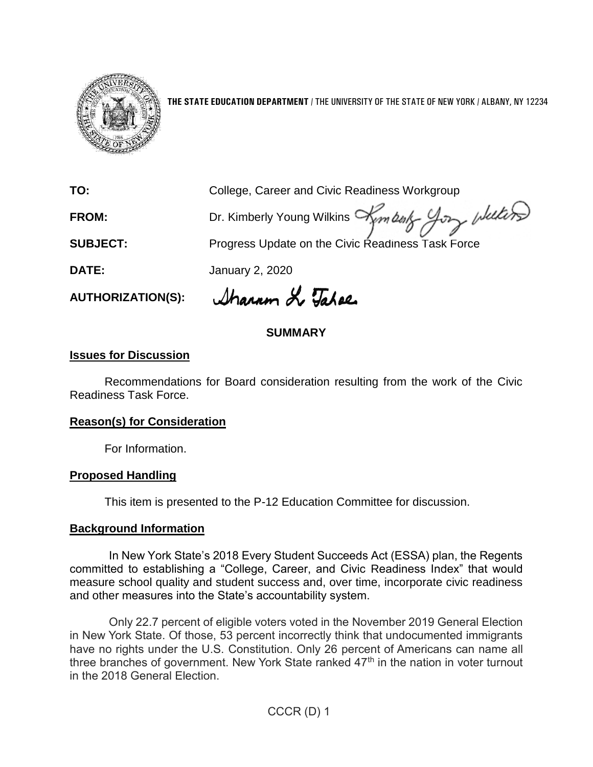**THE STATE EDUCATION DEPARTMENT** / THE UNIVERSITY OF THE STATE OF NEW YORK / ALBANY, NY 12234

**TO:** College, Career and Civic Readiness Workgroup

**FROM:** Dr. Kimberly Young Wilkins

**SUBJECT:** Progress Update on the Civic Readiness Task Force

**DATE:** January 2, 2020

**AUTHORIZATION(S):**

## SUMMARY

### Issues for Discussion

Recommendations for Board consideration resulting from the work of the Civic Readiness Task Force.

### Reason(s) for Consideration

For Information.

### Proposed Handling

This item is presented to the P-12 Education Committee for discussion.

### Background Information

In New York State's 2018 Every Student Succeeds Act (ESSA) plan, the Regents committed to establishing a "College, Career, and Civic Readiness Index" that would measure school quality and student success and, over time, incorporate civic readiness and other measures into the State's accountability system.

Only 22.7 percent of eligible voters voted in the November 2019 General Election in New York State. Of those, 53 percent incorrectly think that undocumented immigrants have no rights under the U.S. Constitution. Only 26 percent of Americans can name all three branches of government. New York State ranked 47th in the nation in voter turnout in the 2018 General Election.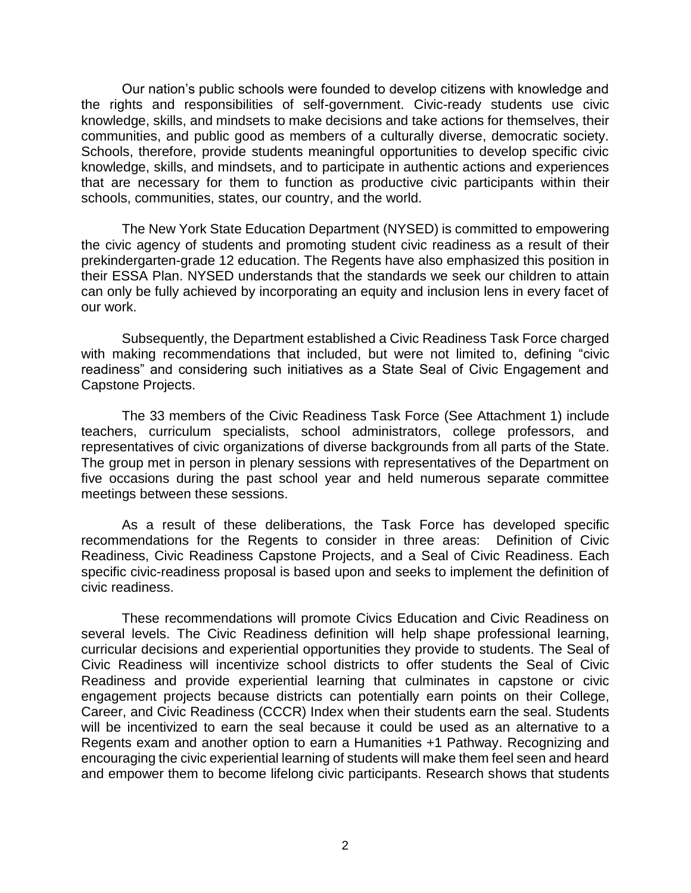Our nation's public schools were founded to develop citizens with knowledge and the rights and responsibilities of self-government. Civic-ready students use civic knowledge, skills, and mindsets to make decisions and take actions for themselves, their communities, and public good as members of a culturally diverse, democratic society. Schools, therefore, provide students meaningful opportunities to develop specific civic knowledge, skills, and mindsets, and to participate in authentic actions and experiences that are necessary for them to function as productive civic participants within their schools, communities, states, our country, and the world.

The New York State Education Department (NYSED) is committed to empowering the civic agency of students and promoting student civic readiness as a result of their prekindergarten-grade 12 education. The Regents have also emphasized this position in their ESSA Plan. NYSED understands that the standards we seek our children to attain can only be fully achieved by incorporating an equity and inclusion lens in every facet of our work.

Subsequently, the Department established a Civic Readiness Task Force charged with making recommendations that included, but were not limited to, defining "civic readiness" and considering such initiatives as a State Seal of Civic Engagement and Capstone Projects.

The 33 members of the Civic Readiness Task Force (See Attachment 1) include teachers, curriculum specialists, school administrators, college professors, and representatives of civic organizations of diverse backgrounds from all parts of the State. The group met in person in plenary sessions with representatives of the Department on five occasions during the past school year and held numerous separate committee meetings between these sessions.

As a result of these deliberations, the Task Force has developed specific recommendations for the Regents to consider in three areas: Definition of Civic Readiness, Civic Readiness Capstone Projects, and a Seal of Civic Readiness. Each specific civic-readiness proposal is based upon and seeks to implement the definition of civic readiness.

These recommendations will promote Civics Education and Civic Readiness on several levels. The Civic Readiness definition will help shape professional learning, curricular decisions and experiential opportunities they provide to students. The Seal of Civic Readiness will incentivize school districts to offer students the Seal of Civic Readiness and provide experiential learning that culminates in capstone or civic engagement projects because districts can potentially earn points on their College, Career, and Civic Readiness (CCCR) Index when their students earn the seal. Students will be incentivized to earn the seal because it could be used as an alternative to a Regents exam and another option to earn a Humanities +1 Pathway. Recognizing and encouraging the civic experiential learning of students will make them feel seen and heard and empower them to become lifelong civic participants. Research shows that students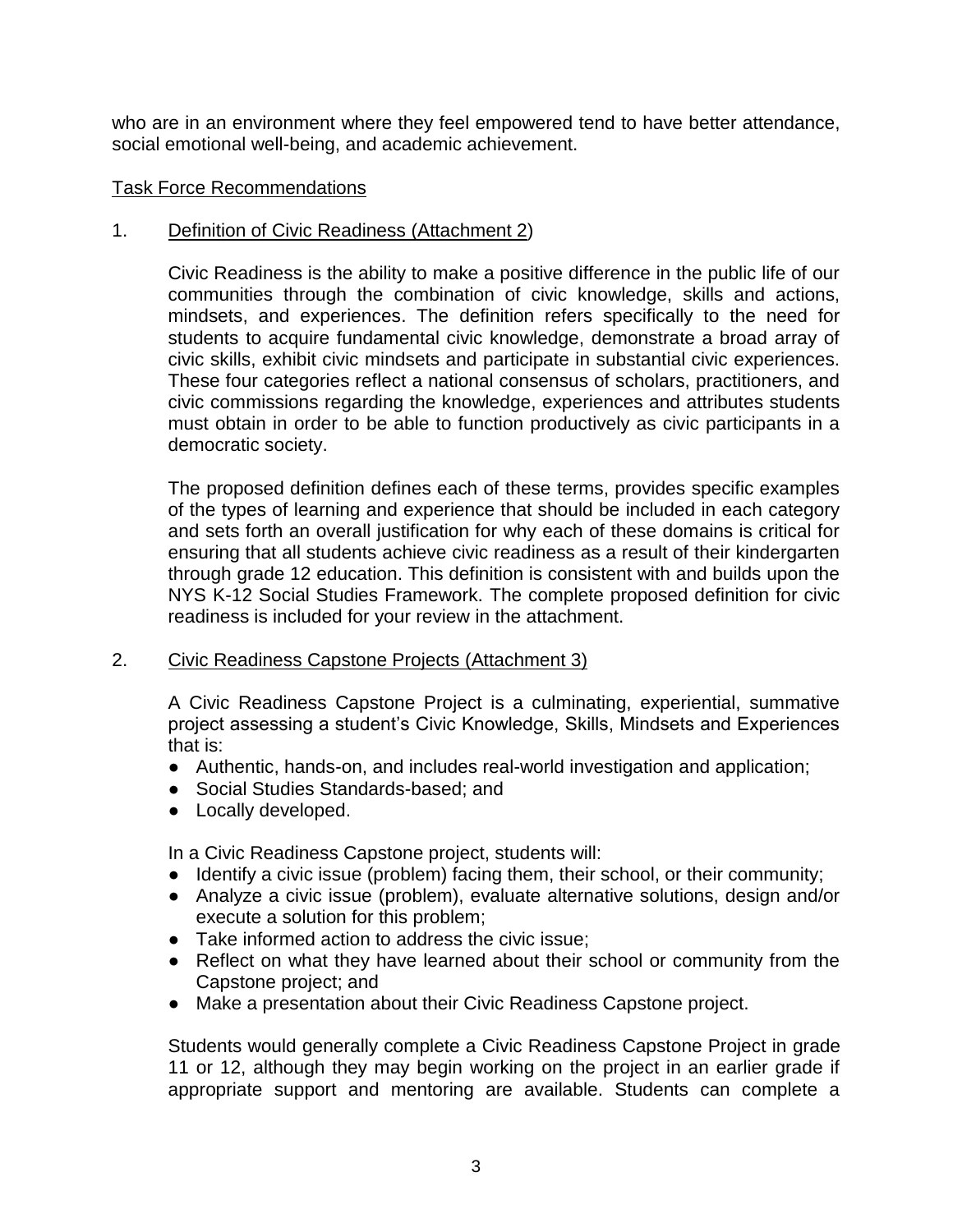who are in an environment where they feel empowered tend to have better attendance, social emotional well-being, and academic achievement.

## Task Force Recommendations

1. Definition of Civic Readiness (Attachment 2)

   Civic Readiness is the ability to make a positive difference in the public life of our communities through the combination of civic knowledge, skills and actions, mindsets, and experiences. The definition refers specifically to the need for students to acquire fundamental civic knowledge, demonstrate a broad array of civic skills, exhibit civic mindsets and participate in substantial civic experiences. These four categories reflect a national consensus of scholars, practitioners, and civic commissions regarding the knowledge, experiences and attributes students must obtain in order to be able to function productively as civic participants in a democratic society.

   The proposed definition defines each of these terms, provides specific examples of the types of learning and experience that should be included in each category and sets forth an overall justification for why each of these domains is critical for ensuring that all students achieve civic readiness as a result of their kindergarten through grade 12 education. This definition is consistent with and builds upon the NYS K-12 Social Studies Framework. The complete proposed definition for civic readiness is included for your review in the attachment.

2. Civic Readiness Capstone Projects (Attachment 3)

   A Civic Readiness Capstone Project is a culminating, experiential, summative project assessing a student's Civic Knowledge, Skills, Mindsets and Experiences that is:

   - Authentic, hands-on, and includes real-world investigation and application;
   - Social Studies Standards-based; and
   - Locally developed.

   In a Civic Readiness Capstone project, students will:

   - Identify a civic issue (problem) facing them, their school, or their community;
   - Analyze a civic issue (problem), evaluate alternative solutions, design and/or execute a solution for this problem;
   - Take informed action to address the civic issue;
   - Reflect on what they have learned about their school or community from the Capstone project; and
   - Make a presentation about their Civic Readiness Capstone project.

   Students would generally complete a Civic Readiness Capstone Project in grade 11 or 12, although they may begin working on the project in an earlier grade if appropriate support and mentoring are available. Students can complete a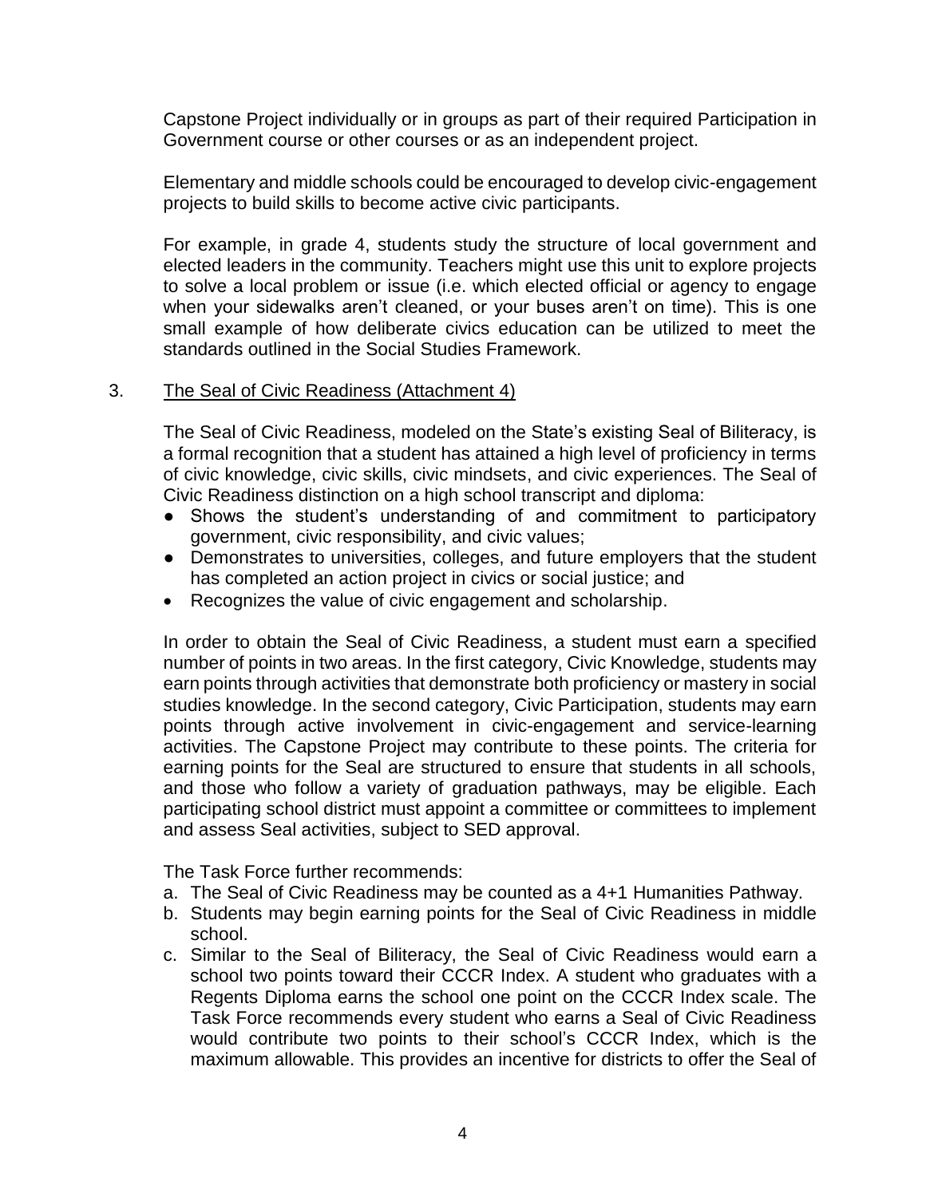Capstone Project individually or in groups as part of their required Participation in Government course or other courses or as an independent project.

Elementary and middle schools could be encouraged to develop civic-engagement projects to build skills to become active civic participants.

For example, in grade 4, students study the structure of local government and elected leaders in the community. Teachers might use this unit to explore projects to solve a local problem or issue (i.e. which elected official or agency to engage when your sidewalks aren't cleaned, or your buses aren't on time). This is one small example of how deliberate civics education can be utilized to meet the standards outlined in the Social Studies Framework.

3. The Seal of Civic Readiness (Attachment 4)

The Seal of Civic Readiness, modeled on the State's existing Seal of Biliteracy, is a formal recognition that a student has attained a high level of proficiency in terms of civic knowledge, civic skills, civic mindsets, and civic experiences. The Seal of Civic Readiness distinction on a high school transcript and diploma:

- Shows the student's understanding of and commitment to participatory government, civic responsibility, and civic values;
- Demonstrates to universities, colleges, and future employers that the student has completed an action project in civics or social justice; and
- Recognizes the value of civic engagement and scholarship.

In order to obtain the Seal of Civic Readiness, a student must earn a specified number of points in two areas. In the first category, Civic Knowledge, students may earn points through activities that demonstrate both proficiency or mastery in social studies knowledge. In the second category, Civic Participation, students may earn points through active involvement in civic-engagement and service-learning activities. The Capstone Project may contribute to these points. The criteria for earning points for the Seal are structured to ensure that students in all schools, and those who follow a variety of graduation pathways, may be eligible. Each participating school district must appoint a committee or committees to implement and assess Seal activities, subject to SED approval.

The Task Force further recommends:

a. The Seal of Civic Readiness may be counted as a 4+1 Humanities Pathway.
b. Students may begin earning points for the Seal of Civic Readiness in middle school.
c. Similar to the Seal of Biliteracy, the Seal of Civic Readiness would earn a school two points toward their CCCR Index. A student who graduates with a Regents Diploma earns the school one point on the CCCR Index scale. The Task Force recommends every student who earns a Seal of Civic Readiness would contribute two points to their school's CCCR Index, which is the maximum allowable. This provides an incentive for districts to offer the Seal of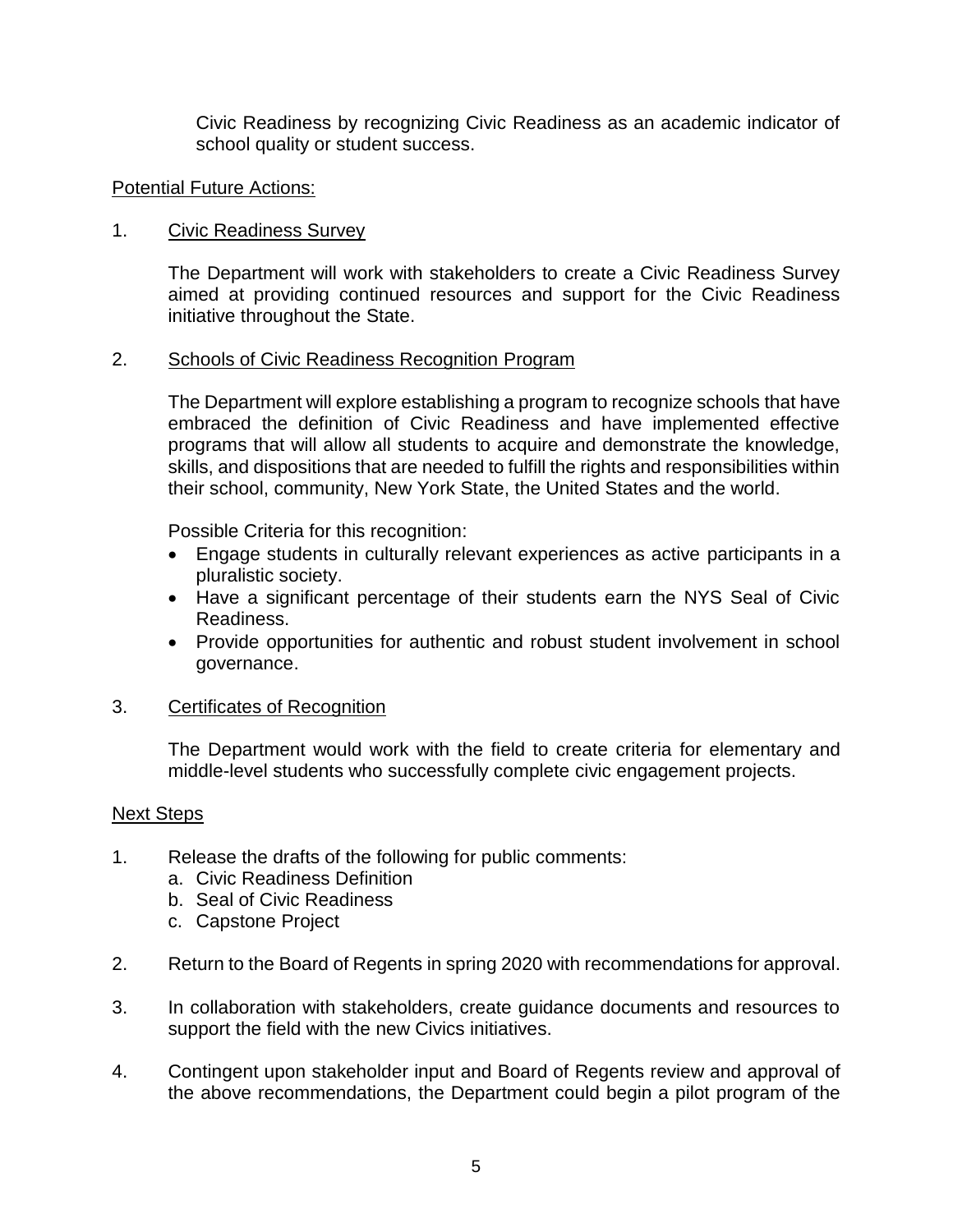Civic Readiness by recognizing Civic Readiness as an academic indicator of school quality or student success.

Potential Future Actions:

1. Civic Readiness Survey

   The Department will work with stakeholders to create a Civic Readiness Survey aimed at providing continued resources and support for the Civic Readiness initiative throughout the State.

2. Schools of Civic Readiness Recognition Program

   The Department will explore establishing a program to recognize schools that have embraced the definition of Civic Readiness and have implemented effective programs that will allow all students to acquire and demonstrate the knowledge, skills, and dispositions that are needed to fulfill the rights and responsibilities within their school, community, New York State, the United States and the world.

   Possible Criteria for this recognition:

   - Engage students in culturally relevant experiences as active participants in a pluralistic society.
   - Have a significant percentage of their students earn the NYS Seal of Civic Readiness.
   - Provide opportunities for authentic and robust student involvement in school governance.

3. Certificates of Recognition

   The Department would work with the field to create criteria for elementary and middle-level students who successfully complete civic engagement projects.

Next Steps

1. Release the drafts of the following for public comments:
   a. Civic Readiness Definition
   b. Seal of Civic Readiness
   c. Capstone Project

2. Return to the Board of Regents in spring 2020 with recommendations for approval.

3. In collaboration with stakeholders, create guidance documents and resources to support the field with the new Civics initiatives.

4. Contingent upon stakeholder input and Board of Regents review and approval of the above recommendations, the Department could begin a pilot program of the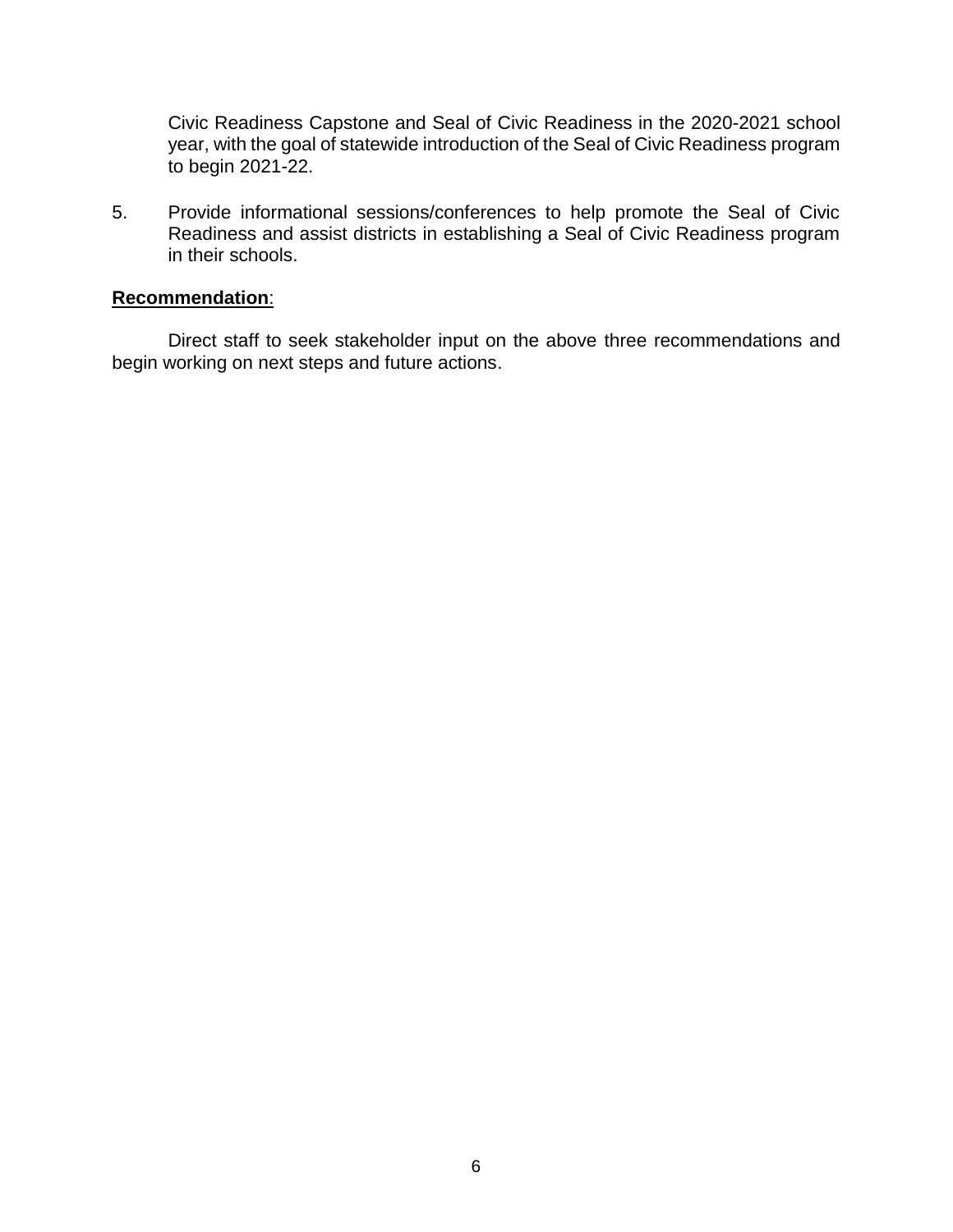Civic Readiness Capstone and Seal of Civic Readiness in the 2020-2021 school year, with the goal of statewide introduction of the Seal of Civic Readiness program to begin 2021-22.

5. Provide informational sessions/conferences to help promote the Seal of Civic Readiness and assist districts in establishing a Seal of Civic Readiness program in their schools.

**Recommendation**:

Direct staff to seek stakeholder input on the above three recommendations and begin working on next steps and future actions.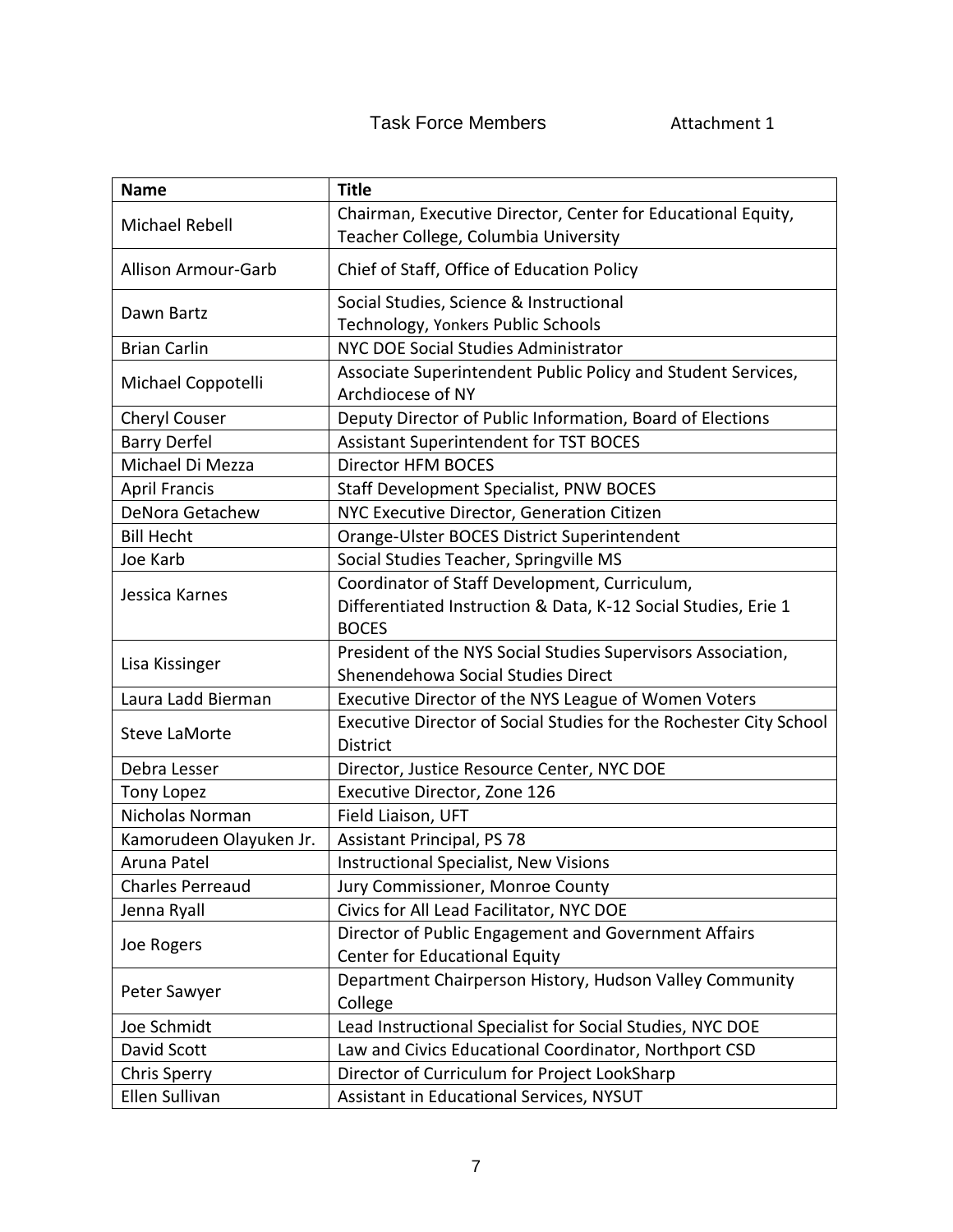Task Force Members Attachment 1

| Name | Title |
| --- | --- |
| Michael Rebell | Chairman, Executive Director, Center for Educational Equity, Teacher College, Columbia University |
| Allison Armour-Garb | Chief of Staff, Office of Education Policy |
| Dawn Bartz | Social Studies, Science & Instructional Technology, Yonkers Public Schools |
| Brian Carlin | NYC DOE Social Studies Administrator |
| Michael Coppotelli | Associate Superintendent Public Policy and Student Services, Archdiocese of NY |
| Cheryl Couser | Deputy Director of Public Information, Board of Elections |
| Barry Derfel | Assistant Superintendent for TST BOCES |
| Michael Di Mezza | Director HFM BOCES |
| April Francis | Staff Development Specialist, PNW BOCES |
| DeNora Getachew | NYC Executive Director, Generation Citizen |
| Bill Hecht | Orange-Ulster BOCES District Superintendent |
| Joe Karb | Social Studies Teacher, Springville MS |
| Jessica Karnes | Coordinator of Staff Development, Curriculum, Differentiated Instruction & Data, K-12 Social Studies, Erie 1 BOCES |
| Lisa Kissinger | President of the NYS Social Studies Supervisors Association, Shenendehowa Social Studies Direct |
| Laura Ladd Bierman | Executive Director of the NYS League of Women Voters |
| Steve LaMorte | Executive Director of Social Studies for the Rochester City School District |
| Debra Lesser | Director, Justice Resource Center, NYC DOE |
| Tony Lopez | Executive Director, Zone 126 |
| Nicholas Norman | Field Liaison, UFT |
| Kamorudeen Olayuken Jr. | Assistant Principal, PS 78 |
| Aruna Patel | Instructional Specialist, New Visions |
| Charles Perreaud | Jury Commissioner, Monroe County |
| Jenna Ryall | Civics for All Lead Facilitator, NYC DOE |
| Joe Rogers | Director of Public Engagement and Government Affairs Center for Educational Equity |
| Peter Sawyer | Department Chairperson History, Hudson Valley Community College |
| Joe Schmidt | Lead Instructional Specialist for Social Studies, NYC DOE |
| David Scott | Law and Civics Educational Coordinator, Northport CSD |
| Chris Sperry | Director of Curriculum for Project LookSharp |
| Ellen Sullivan | Assistant in Educational Services, NYSUT |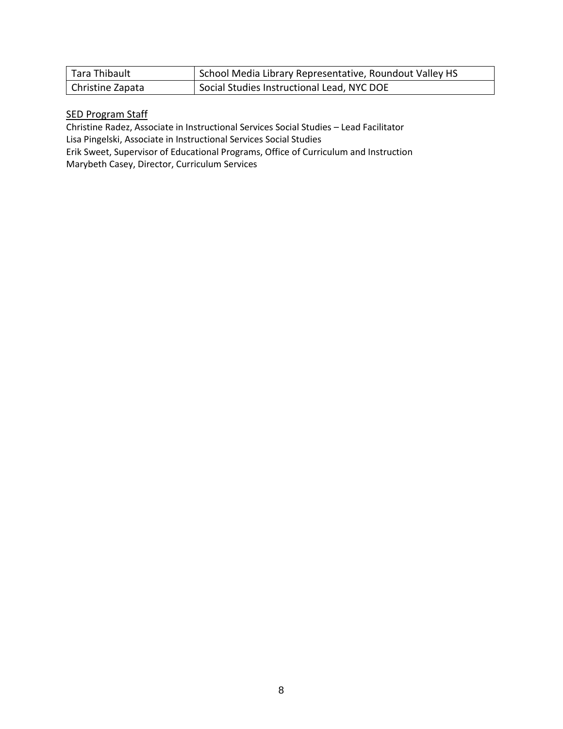| Tara Thibault | School Media Library Representative, Roundout Valley HS |
| --- | --- |
| Christine Zapata | Social Studies Instructional Lead, NYC DOE |

SED Program Staff

Christine Radez, Associate in Instructional Services Social Studies – Lead Facilitator
Lisa Pingelski, Associate in Instructional Services Social Studies
Erik Sweet, Supervisor of Educational Programs, Office of Curriculum and Instruction
Marybeth Casey, Director, Curriculum Services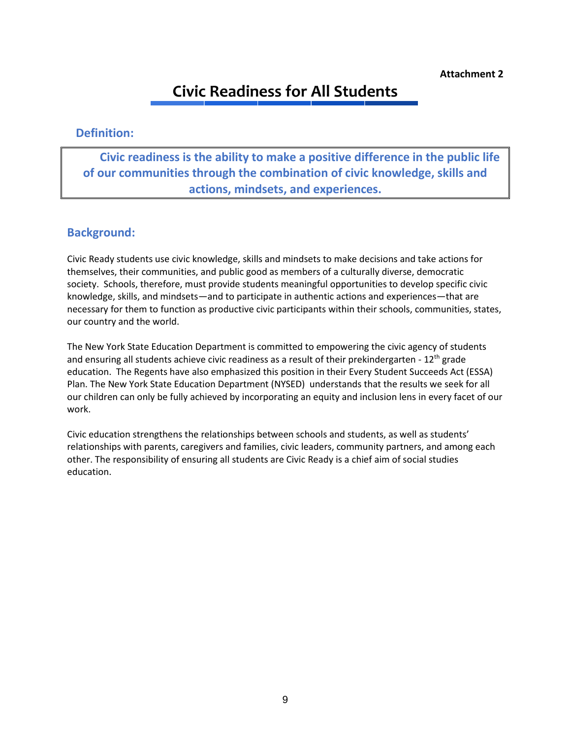**Attachment 2**

# Civic Readiness for All Students

## Definition:

> **Civic readiness is the ability to make a positive difference in the public life of our communities through the combination of civic knowledge, skills and actions, mindsets, and experiences.**

## Background:

Civic Ready students use civic knowledge, skills and mindsets to make decisions and take actions for themselves, their communities, and public good as members of a culturally diverse, democratic society. Schools, therefore, must provide students meaningful opportunities to develop specific civic knowledge, skills, and mindsets—and to participate in authentic actions and experiences—that are necessary for them to function as productive civic participants within their schools, communities, states, our country and the world.

The New York State Education Department is committed to empowering the civic agency of students and ensuring all students achieve civic readiness as a result of their prekindergarten - 12th grade education. The Regents have also emphasized this position in their Every Student Succeeds Act (ESSA) Plan. The New York State Education Department (NYSED) understands that the results we seek for all our children can only be fully achieved by incorporating an equity and inclusion lens in every facet of our work.

Civic education strengthens the relationships between schools and students, as well as students' relationships with parents, caregivers and families, civic leaders, community partners, and among each other. The responsibility of ensuring all students are Civic Ready is a chief aim of social studies education.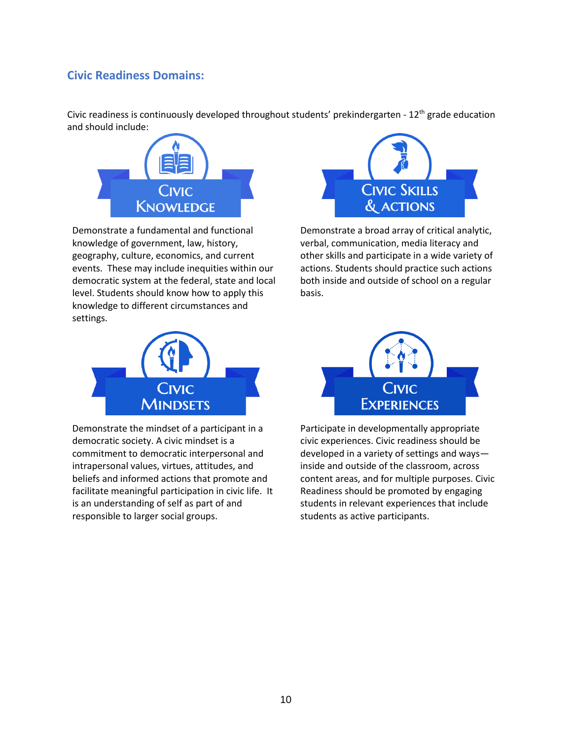## Civic Readiness Domains:

Civic readiness is continuously developed throughout students' prekindergarten - 12th grade education and should include:

### Civic Knowledge

Demonstrate a fundamental and functional knowledge of government, law, history, geography, culture, economics, and current events. These may include inequities within our democratic system at the federal, state and local level. Students should know how to apply this knowledge to different circumstances and settings.

### Civic Skills & Actions

Demonstrate a broad array of critical analytic, verbal, communication, media literacy and other skills and participate in a wide variety of actions. Students should practice such actions both inside and outside of school on a regular basis.

### Civic Mindsets

Demonstrate the mindset of a participant in a democratic society. A civic mindset is a commitment to democratic interpersonal and intrapersonal values, virtues, attitudes, and beliefs and informed actions that promote and facilitate meaningful participation in civic life. It is an understanding of self as part of and responsible to larger social groups.

### Civic Experiences

Participate in developmentally appropriate civic experiences. Civic readiness should be developed in a variety of settings and ways—inside and outside of the classroom, across content areas, and for multiple purposes. Civic Readiness should be promoted by engaging students in relevant experiences that include students as active participants.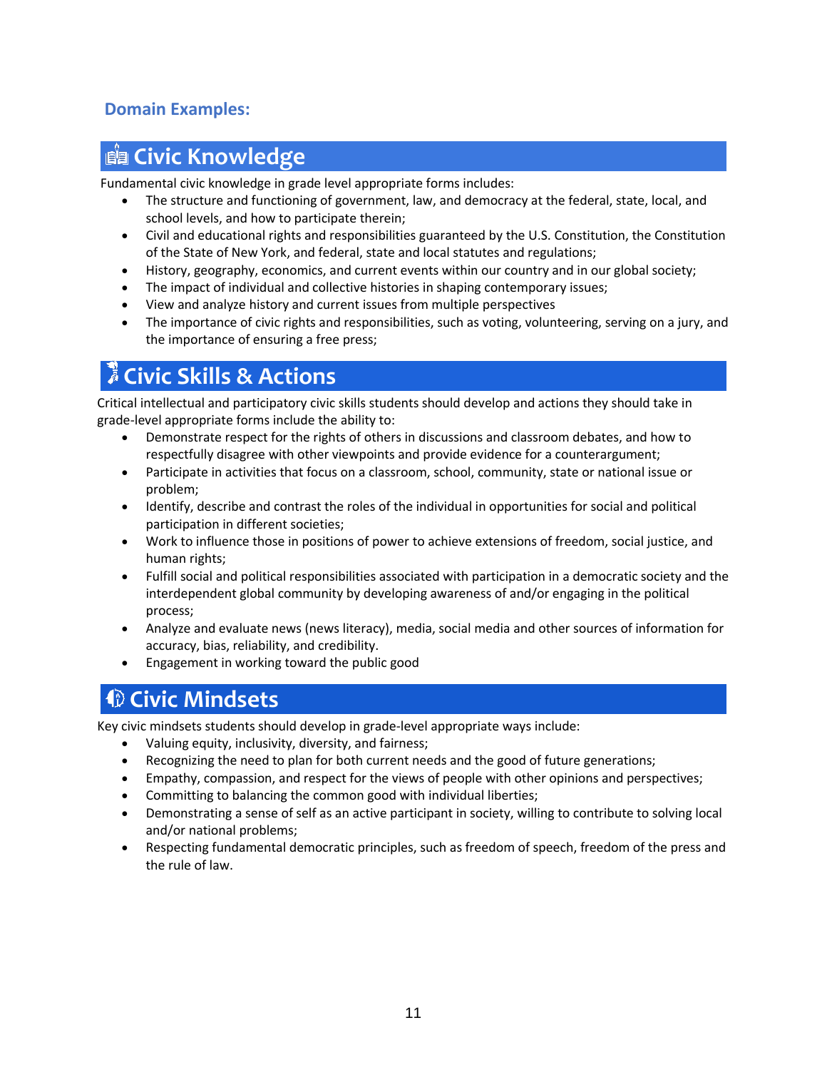### Domain Examples:

## Civic Knowledge

Fundamental civic knowledge in grade level appropriate forms includes:

- The structure and functioning of government, law, and democracy at the federal, state, local, and school levels, and how to participate therein;
- Civil and educational rights and responsibilities guaranteed by the U.S. Constitution, the Constitution of the State of New York, and federal, state and local statutes and regulations;
- History, geography, economics, and current events within our country and in our global society;
- The impact of individual and collective histories in shaping contemporary issues;
- View and analyze history and current issues from multiple perspectives
- The importance of civic rights and responsibilities, such as voting, volunteering, serving on a jury, and the importance of ensuring a free press;

## Civic Skills & Actions

Critical intellectual and participatory civic skills students should develop and actions they should take in grade-level appropriate forms include the ability to:

- Demonstrate respect for the rights of others in discussions and classroom debates, and how to respectfully disagree with other viewpoints and provide evidence for a counterargument;
- Participate in activities that focus on a classroom, school, community, state or national issue or problem;
- Identify, describe and contrast the roles of the individual in opportunities for social and political participation in different societies;
- Work to influence those in positions of power to achieve extensions of freedom, social justice, and human rights;
- Fulfill social and political responsibilities associated with participation in a democratic society and the interdependent global community by developing awareness of and/or engaging in the political process;
- Analyze and evaluate news (news literacy), media, social media and other sources of information for accuracy, bias, reliability, and credibility.
- Engagement in working toward the public good

## Civic Mindsets

Key civic mindsets students should develop in grade-level appropriate ways include:

- Valuing equity, inclusivity, diversity, and fairness;
- Recognizing the need to plan for both current needs and the good of future generations;
- Empathy, compassion, and respect for the views of people with other opinions and perspectives;
- Committing to balancing the common good with individual liberties;
- Demonstrating a sense of self as an active participant in society, willing to contribute to solving local and/or national problems;
- Respecting fundamental democratic principles, such as freedom of speech, freedom of the press and the rule of law.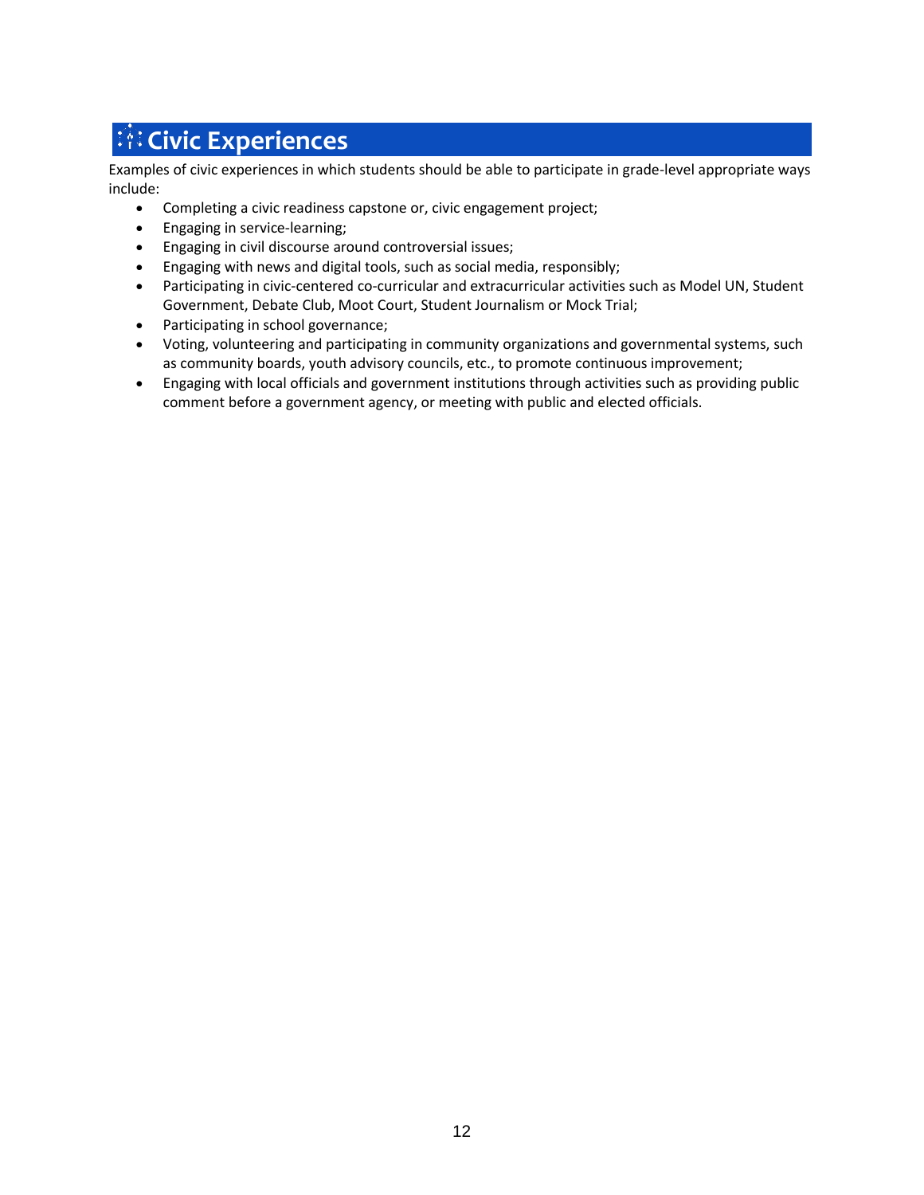## Civic Experiences

Examples of civic experiences in which students should be able to participate in grade-level appropriate ways include:

- Completing a civic readiness capstone or, civic engagement project;
- Engaging in service-learning;
- Engaging in civil discourse around controversial issues;
- Engaging with news and digital tools, such as social media, responsibly;
- Participating in civic-centered co-curricular and extracurricular activities such as Model UN, Student Government, Debate Club, Moot Court, Student Journalism or Mock Trial;
- Participating in school governance;
- Voting, volunteering and participating in community organizations and governmental systems, such as community boards, youth advisory councils, etc., to promote continuous improvement;
- Engaging with local officials and government institutions through activities such as providing public comment before a government agency, or meeting with public and elected officials.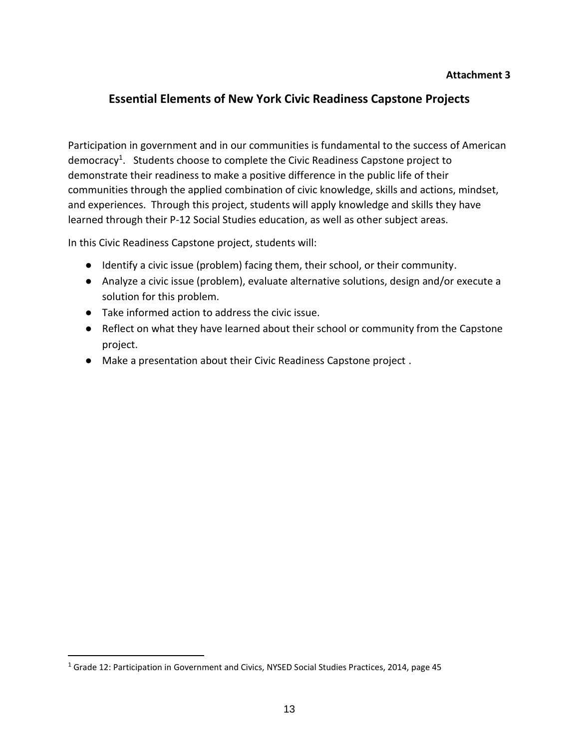**Attachment 3**

## Essential Elements of New York Civic Readiness Capstone Projects

Participation in government and in our communities is fundamental to the success of American democracy[1]. Students choose to complete the Civic Readiness Capstone project to demonstrate their readiness to make a positive difference in the public life of their communities through the applied combination of civic knowledge, skills and actions, mindset, and experiences. Through this project, students will apply knowledge and skills they have learned through their P-12 Social Studies education, as well as other subject areas.

In this Civic Readiness Capstone project, students will:

- Identify a civic issue (problem) facing them, their school, or their community.
- Analyze a civic issue (problem), evaluate alternative solutions, design and/or execute a solution for this problem.
- Take informed action to address the civic issue.
- Reflect on what they have learned about their school or community from the Capstone project.
- Make a presentation about their Civic Readiness Capstone project .

[1] Grade 12: Participation in Government and Civics, NYSED Social Studies Practices, 2014, page 45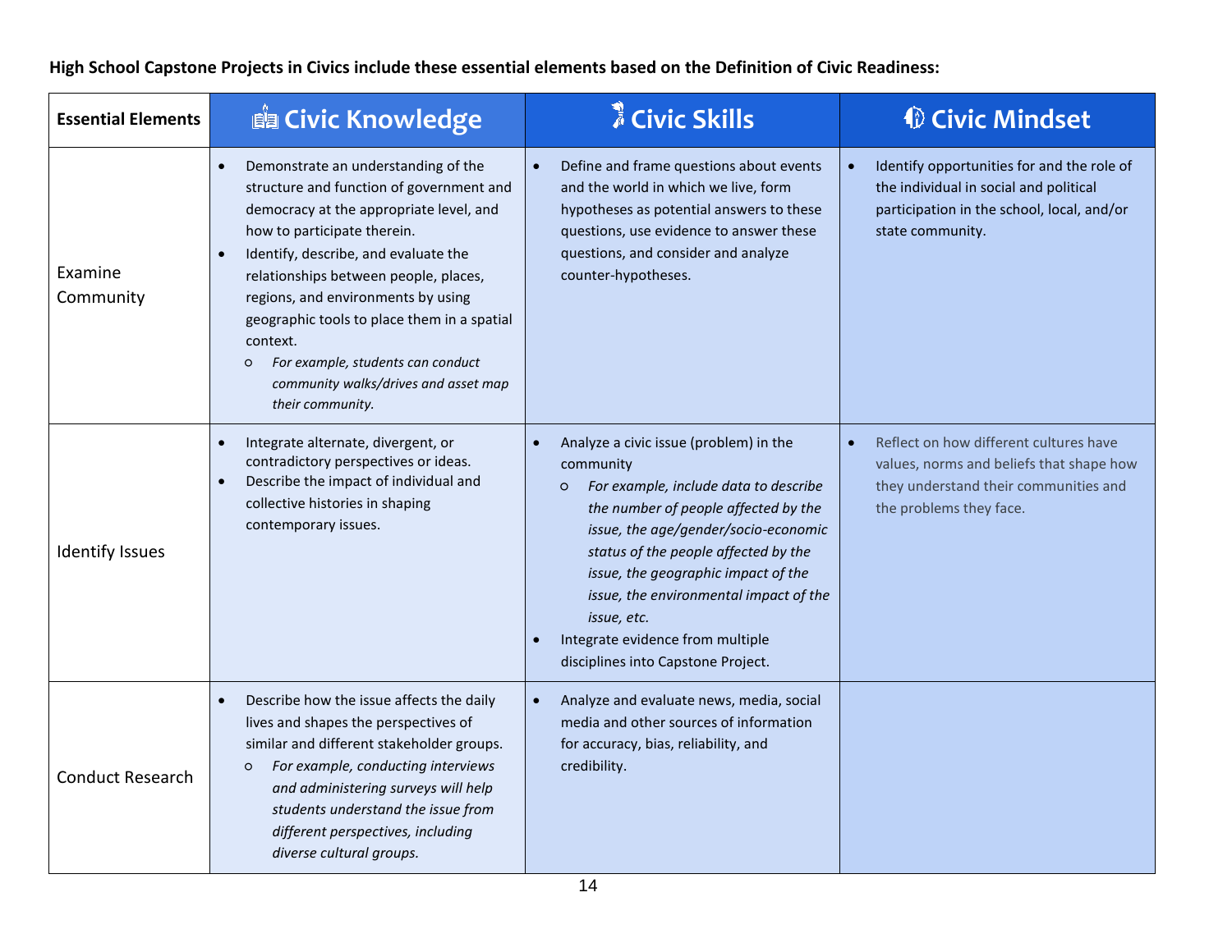**High School Capstone Projects in Civics include these essential elements based on the Definition of Civic Readiness:**

| Essential Elements | Civic Knowledge | Civic Skills | Civic Mindset |
|---|---|---|---|
| Examine Community | • Demonstrate an understanding of the structure and function of government and democracy at the appropriate level, and how to participate therein.<br>• Identify, describe, and evaluate the relationships between people, places, regions, and environments by using geographic tools to place them in a spatial context.<br>  ○ *For example, students can conduct community walks/drives and asset map their community.* | • Define and frame questions about events and the world in which we live, form hypotheses as potential answers to these questions, use evidence to answer these questions, and consider and analyze counter-hypotheses. | • Identify opportunities for and the role of the individual in social and political participation in the school, local, and/or state community. |
| Identify Issues | • Integrate alternate, divergent, or contradictory perspectives or ideas.<br>• Describe the impact of individual and collective histories in shaping contemporary issues. | • Analyze a civic issue (problem) in the community<br>  ○ *For example, include data to describe the number of people affected by the issue, the age/gender/socio-economic status of the people affected by the issue, the geographic impact of the issue, the environmental impact of the issue, etc.*<br>• Integrate evidence from multiple disciplines into Capstone Project. | • Reflect on how different cultures have values, norms and beliefs that shape how they understand their communities and the problems they face. |
| Conduct Research | • Describe how the issue affects the daily lives and shapes the perspectives of similar and different stakeholder groups.<br>  ○ *For example, conducting interviews and administering surveys will help students understand the issue from different perspectives, including diverse cultural groups.* | • Analyze and evaluate news, media, social media and other sources of information for accuracy, bias, reliability, and credibility. | |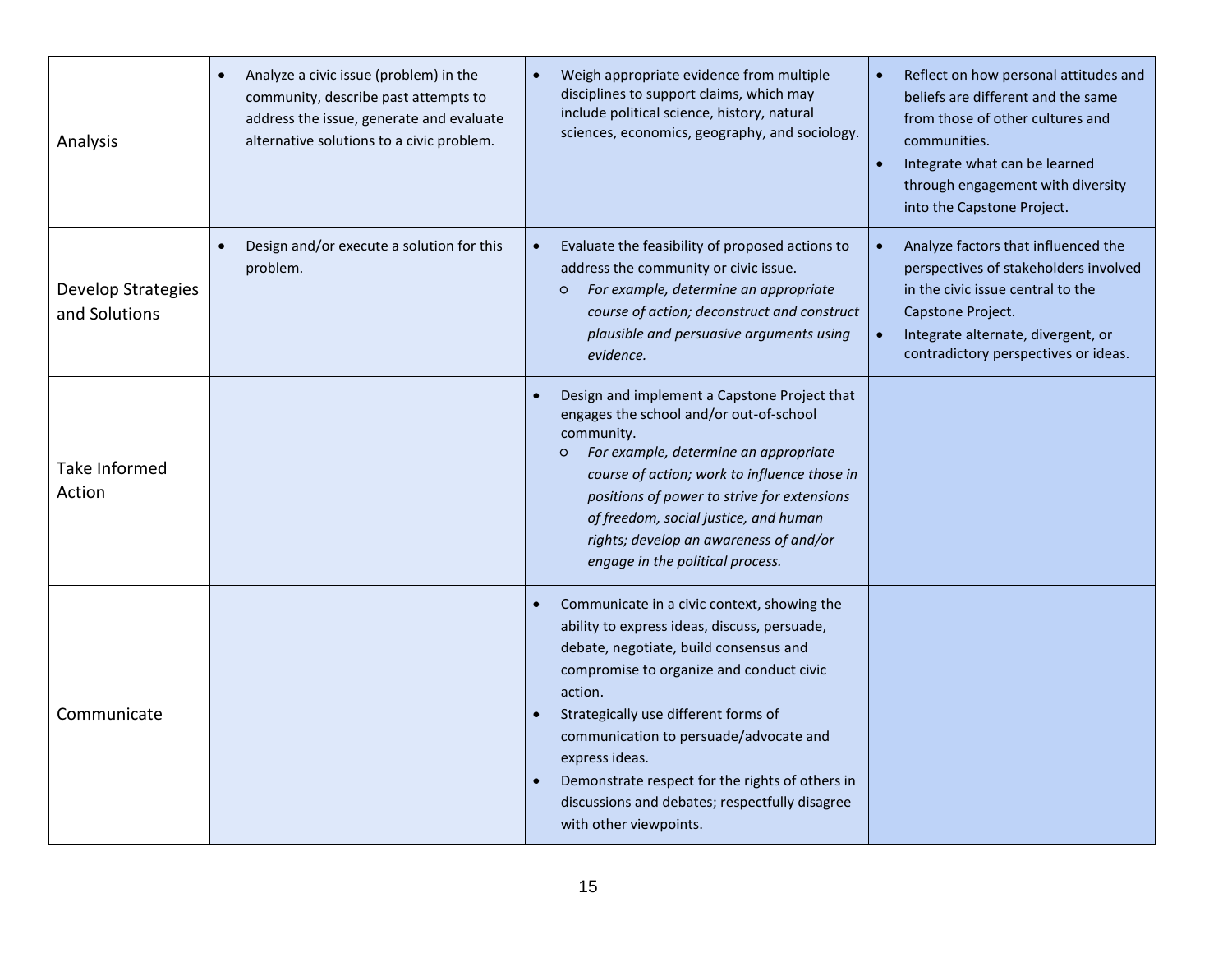| | | | |
|---|---|---|---|
| Analysis | • Analyze a civic issue (problem) in the community, describe past attempts to address the issue, generate and evaluate alternative solutions to a civic problem. | • Weigh appropriate evidence from multiple disciplines to support claims, which may include political science, history, natural sciences, economics, geography, and sociology. | • Reflect on how personal attitudes and beliefs are different and the same from those of other cultures and communities.<br>• Integrate what can be learned through engagement with diversity into the Capstone Project. |
| Develop Strategies and Solutions | • Design and/or execute a solution for this problem. | • Evaluate the feasibility of proposed actions to address the community or civic issue.<br>  ○ *For example, determine an appropriate course of action; deconstruct and construct plausible and persuasive arguments using evidence.* | • Analyze factors that influenced the perspectives of stakeholders involved in the civic issue central to the Capstone Project.<br>• Integrate alternate, divergent, or contradictory perspectives or ideas. |
| Take Informed Action | | • Design and implement a Capstone Project that engages the school and/or out-of-school community.<br>  ○ *For example, determine an appropriate course of action; work to influence those in positions of power to strive for extensions of freedom, social justice, and human rights; develop an awareness of and/or engage in the political process.* | |
| Communicate | | • Communicate in a civic context, showing the ability to express ideas, discuss, persuade, debate, negotiate, build consensus and compromise to organize and conduct civic action.<br>• Strategically use different forms of communication to persuade/advocate and express ideas.<br>• Demonstrate respect for the rights of others in discussions and debates; respectfully disagree with other viewpoints. | |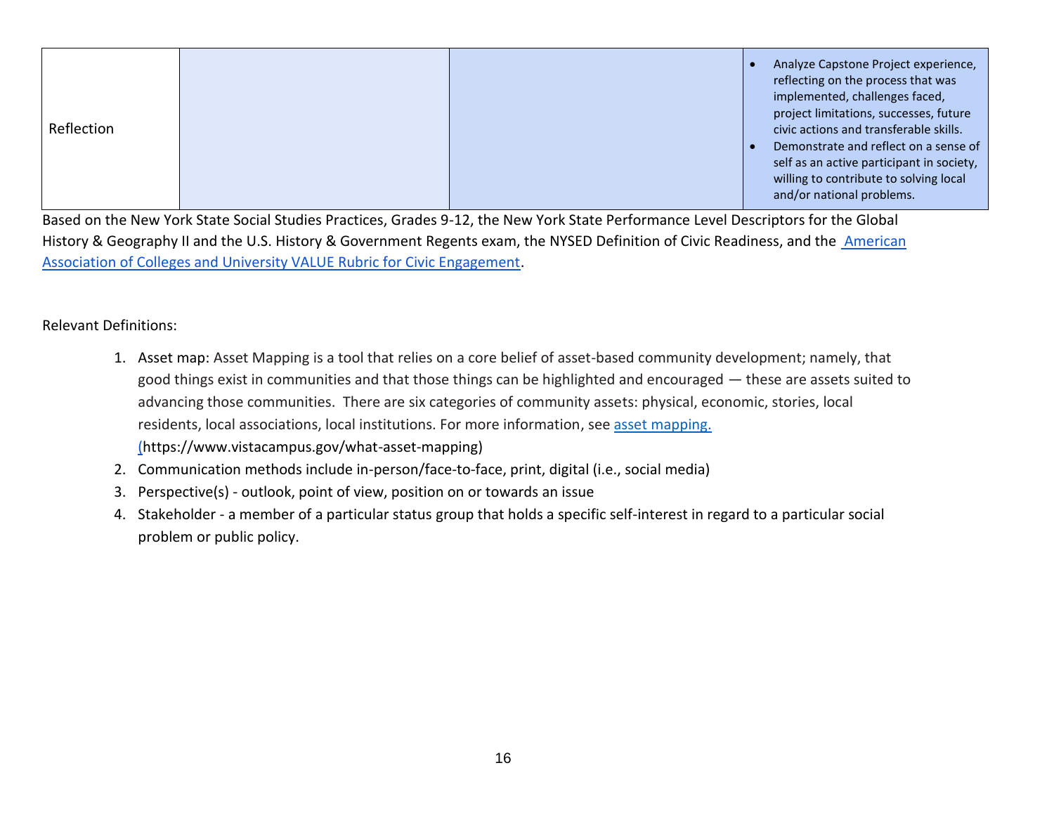| | | | |
|---|---|---|---|
| Reflection | | | • Analyze Capstone Project experience, reflecting on the process that was implemented, challenges faced, project limitations, successes, future civic actions and transferable skills.<br>• Demonstrate and reflect on a sense of self as an active participant in society, willing to contribute to solving local and/or national problems. |

Based on the New York State Social Studies Practices, Grades 9-12, the New York State Performance Level Descriptors for the Global History & Geography II and the U.S. History & Government Regents exam, the NYSED Definition of Civic Readiness, and the American Association of Colleges and University VALUE Rubric for Civic Engagement.

Relevant Definitions:

1. Asset map: Asset Mapping is a tool that relies on a core belief of asset-based community development; namely, that good things exist in communities and that those things can be highlighted and encouraged — these are assets suited to advancing those communities. There are six categories of community assets: physical, economic, stories, local residents, local associations, local institutions. For more information, see asset mapping. (https://www.vistacampus.gov/what-asset-mapping)
2. Communication methods include in-person/face-to-face, print, digital (i.e., social media)
3. Perspective(s) - outlook, point of view, position on or towards an issue
4. Stakeholder - a member of a particular status group that holds a specific self-interest in regard to a particular social problem or public policy.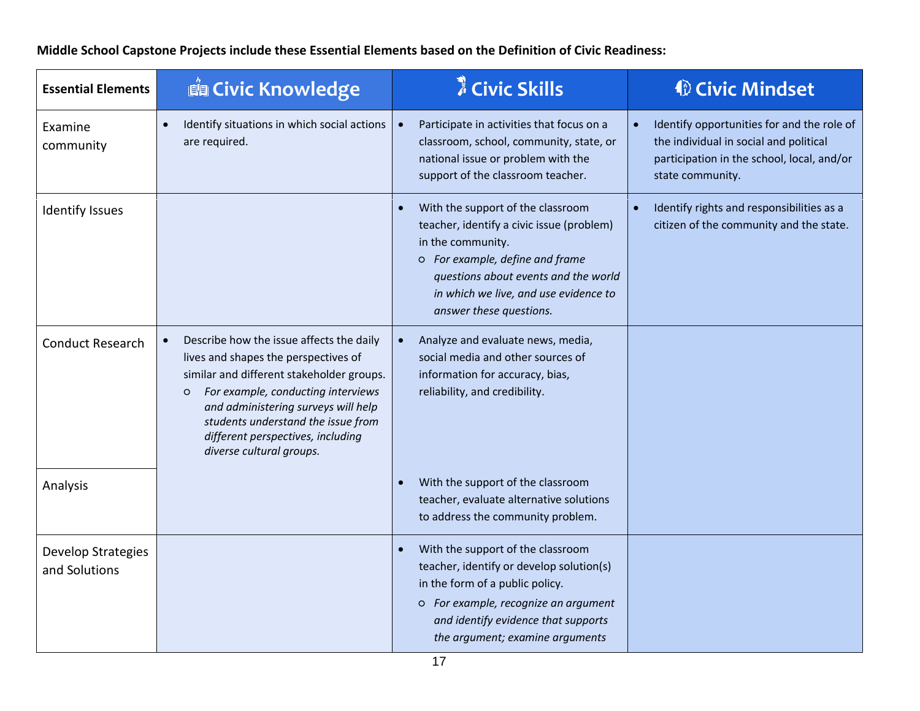**Middle School Capstone Projects include these Essential Elements based on the Definition of Civic Readiness:**

| Essential Elements | Civic Knowledge | Civic Skills | Civic Mindset |
|---|---|---|---|
| Examine community | • Identify situations in which social actions are required. | • Participate in activities that focus on a classroom, school, community, state, or national issue or problem with the support of the classroom teacher. | • Identify opportunities for and the role of the individual in social and political participation in the school, local, and/or state community. |
| Identify Issues | | • With the support of the classroom teacher, identify a civic issue (problem) in the community.<br>○ *For example, define and frame questions about events and the world in which we live, and use evidence to answer these questions.* | • Identify rights and responsibilities as a citizen of the community and the state. |
| Conduct Research | • Describe how the issue affects the daily lives and shapes the perspectives of similar and different stakeholder groups.<br>○ *For example, conducting interviews and administering surveys will help students understand the issue from different perspectives, including diverse cultural groups.* | • Analyze and evaluate news, media, social media and other sources of information for accuracy, bias, reliability, and credibility. | |
| Analysis | | • With the support of the classroom teacher, evaluate alternative solutions to address the community problem. | |
| Develop Strategies and Solutions | | • With the support of the classroom teacher, identify or develop solution(s) in the form of a public policy.<br>○ *For example, recognize an argument and identify evidence that supports the argument; examine arguments* | |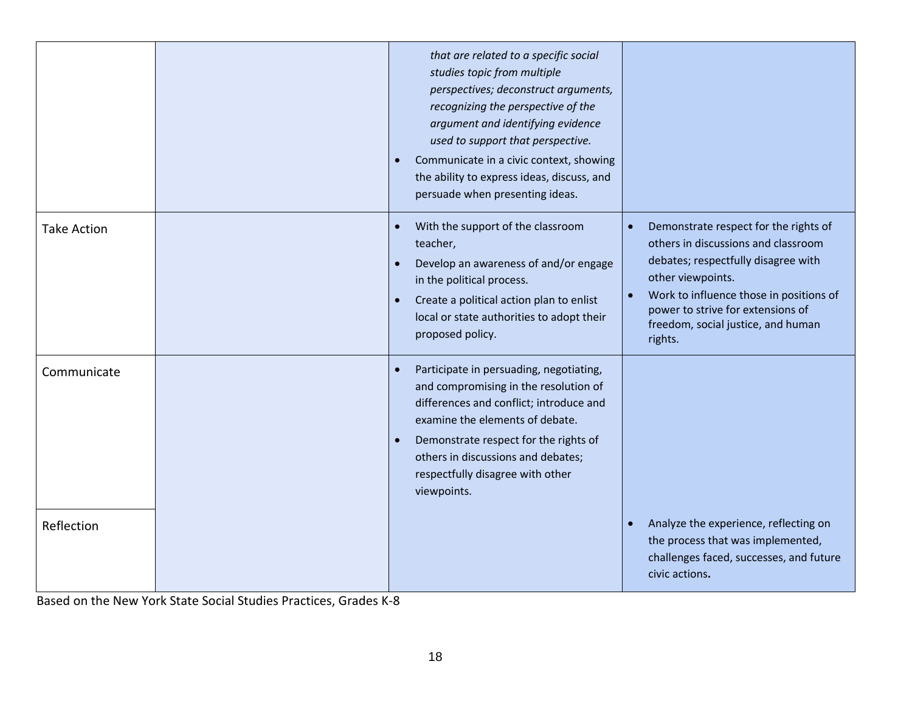| | | | |
|---|---|---|---|
| | | *that are related to a specific social studies topic from multiple perspectives; deconstruct arguments, recognizing the perspective of the argument and identifying evidence used to support that perspective.*<br>• Communicate in a civic context, showing the ability to express ideas, discuss, and persuade when presenting ideas. | |
| Take Action | | • With the support of the classroom teacher,<br>• Develop an awareness of and/or engage in the political process.<br>• Create a political action plan to enlist local or state authorities to adopt their proposed policy. | • Demonstrate respect for the rights of others in discussions and classroom debates; respectfully disagree with other viewpoints.<br>• Work to influence those in positions of power to strive for extensions of freedom, social justice, and human rights. |
| Communicate | | • Participate in persuading, negotiating, and compromising in the resolution of differences and conflict; introduce and examine the elements of debate.<br>• Demonstrate respect for the rights of others in discussions and debates; respectfully disagree with other viewpoints. | |
| Reflection | | | • Analyze the experience, reflecting on the process that was implemented, challenges faced, successes, and future civic actions**.** |

Based on the New York State Social Studies Practices, Grades K-8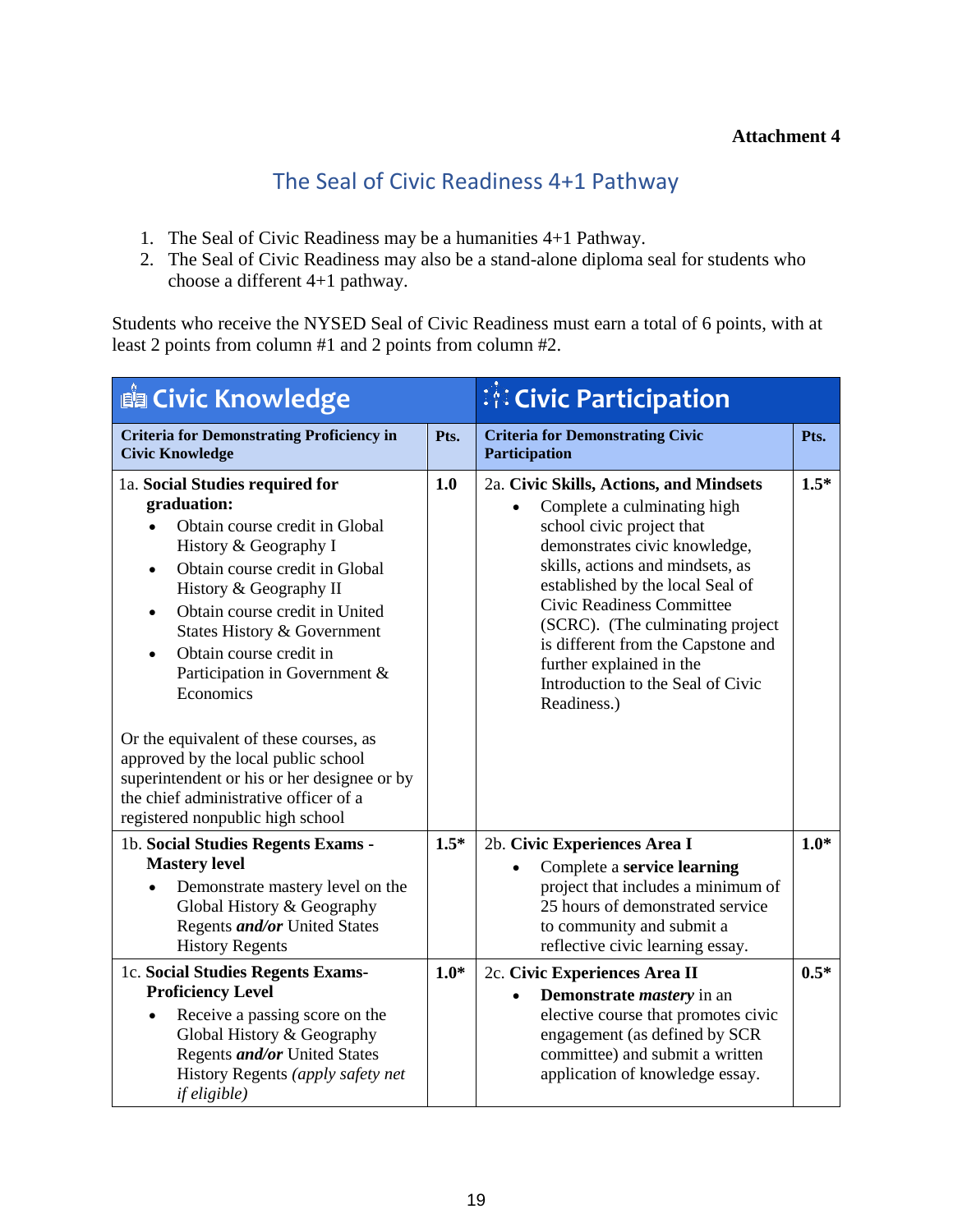**Attachment 4**

## The Seal of Civic Readiness 4+1 Pathway

1. The Seal of Civic Readiness may be a humanities 4+1 Pathway.
2. The Seal of Civic Readiness may also be a stand-alone diploma seal for students who choose a different 4+1 pathway.

Students who receive the NYSED Seal of Civic Readiness must earn a total of 6 points, with at least 2 points from column #1 and 2 points from column #2.

| Civic Knowledge | | Civic Participation | |
|---|---|---|---|
| **Criteria for Demonstrating Proficiency in Civic Knowledge** | **Pts.** | **Criteria for Demonstrating Civic Participation** | **Pts.** |
| 1a. **Social Studies required for graduation:**<br>• Obtain course credit in Global History & Geography I<br>• Obtain course credit in Global History & Geography II<br>• Obtain course credit in United States History & Government<br>• Obtain course credit in Participation in Government & Economics<br><br>Or the equivalent of these courses, as approved by the local public school superintendent or his or her designee or by the chief administrative officer of a registered nonpublic high school | **1.0** | 2a. **Civic Skills, Actions, and Mindsets**<br>• Complete a culminating high school civic project that demonstrates civic knowledge, skills, actions and mindsets, as established by the local Seal of Civic Readiness Committee (SCRC). (The culminating project is different from the Capstone and further explained in the Introduction to the Seal of Civic Readiness.) | **1.5*** |
| 1b. **Social Studies Regents Exams - Mastery level**<br>• Demonstrate mastery level on the Global History & Geography Regents ***and/or*** United States History Regents | **1.5*** | 2b. **Civic Experiences Area I**<br>• Complete a **service learning** project that includes a minimum of 25 hours of demonstrated service to community and submit a reflective civic learning essay. | **1.0*** |
| 1c. **Social Studies Regents Exams- Proficiency Level**<br>• Receive a passing score on the Global History & Geography Regents ***and/or*** United States History Regents *(apply safety net if eligible)* | **1.0*** | 2c. **Civic Experiences Area II**<br>• **Demonstrate *mastery*** in an elective course that promotes civic engagement (as defined by SCR committee) and submit a written application of knowledge essay. | **0.5*** |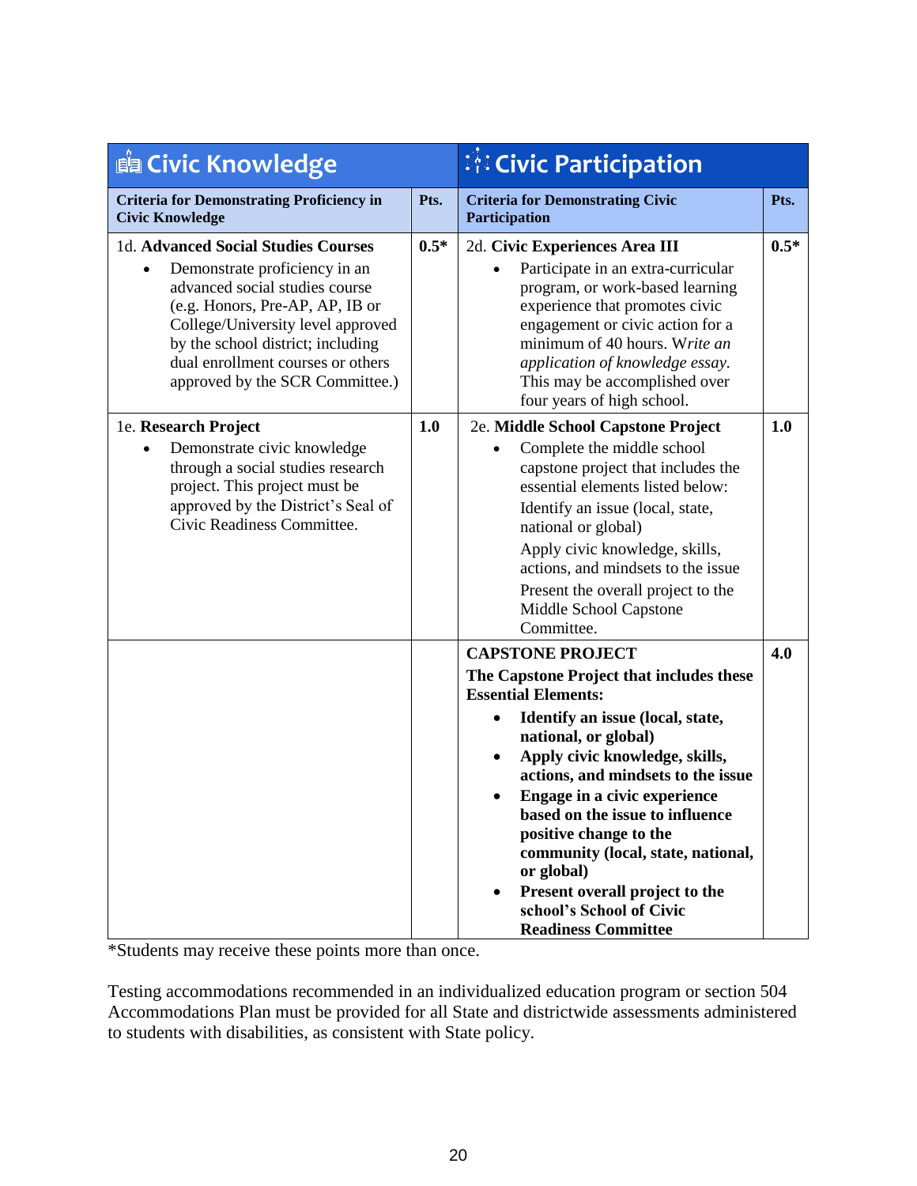| Civic Knowledge | | Civic Participation | |
|---|---|---|---|
| **Criteria for Demonstrating Proficiency in Civic Knowledge** | **Pts.** | **Criteria for Demonstrating Civic Participation** | **Pts.** |
| 1d. **Advanced Social Studies Courses**<br>• Demonstrate proficiency in an advanced social studies course (e.g. Honors, Pre-AP, AP, IB or College/University level approved by the school district; including dual enrollment courses or others approved by the SCR Committee.) | **0.5*** | 2d. **Civic Experiences Area III**<br>• Participate in an extra-curricular program, or work-based learning experience that promotes civic engagement or civic action for a minimum of 40 hours. W*rite an application of knowledge essay.* This may be accomplished over four years of high school. | **0.5*** |
| 1e. **Research Project**<br>• Demonstrate civic knowledge through a social studies research project. This project must be approved by the District's Seal of Civic Readiness Committee. | **1.0** | 2e. **Middle School Capstone Project**<br>• Complete the middle school capstone project that includes the essential elements listed below:<br>Identify an issue (local, state, national or global)<br>Apply civic knowledge, skills, actions, and mindsets to the issue<br>Present the overall project to the Middle School Capstone Committee. | **1.0** |
| | | **CAPSTONE PROJECT**<br>**The Capstone Project that includes these Essential Elements:**<br>• **Identify an issue (local, state, national, or global)**<br>• **Apply civic knowledge, skills, actions, and mindsets to the issue**<br>• **Engage in a civic experience based on the issue to influence positive change to the community (local, state, national, or global)**<br>• **Present overall project to the school's School of Civic Readiness Committee** | **4.0** |

*Students may receive these points more than once.

Testing accommodations recommended in an individualized education program or section 504 Accommodations Plan must be provided for all State and districtwide assessments administered to students with disabilities, as consistent with State policy.